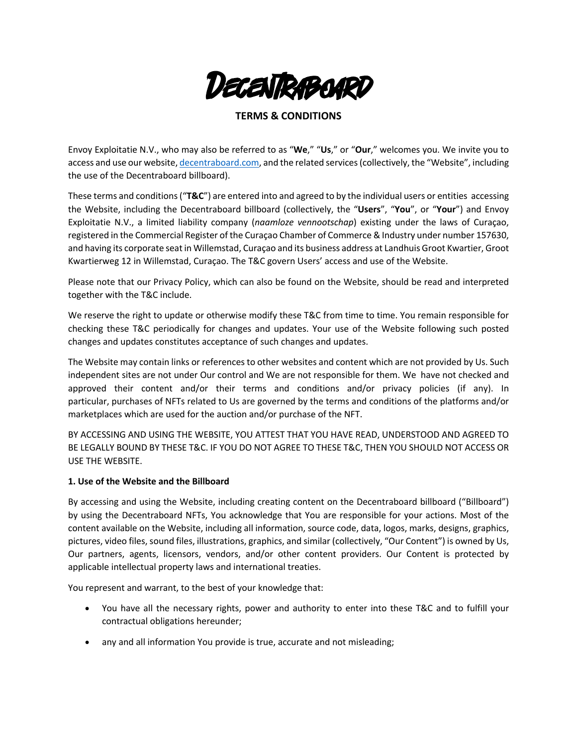# Decentraboard

## TERMS & CONDITIONS

Envoy Exploitatie N.V., who may also be referred to as "**We**," "**Us**," or "**Our**," welcomes you. We invite you to access and use our website, [decentraboard.com](decentraboard.com), and the related services (collectively, the "Website", including the use of the Decentraboard billboard).

These terms and conditions ("**T&C**") are entered into and agreed to by the individual users or entities accessing the Website, including the Decentraboard billboard (collectively, the "**Users**", "**You**", or "**Your**") and Envoy Exploitatie N.V., a limited liability company (*naamloze vennootschap*) existing under the laws of Curaçao, registered in the Commercial Register of the Curaçao Chamber of Commerce & Industry under number 157630, and having its corporate seat in Willemstad, Curaçao and its business address at Landhuis Groot Kwartier, Groot Kwartierweg 12 in Willemstad, Curaçao. The T&C govern Users' access and use of the Website.

Please note that our Privacy Policy, which can also be found on the Website, should be read and interpreted together with the T&C include.

We reserve the right to update or otherwise modify these T&C from time to time. You remain responsible for checking these T&C periodically for changes and updates. Your use of the Website following such posted changes and updates constitutes acceptance of such changes and updates.

The Website may contain links or references to other websites and content which are not provided by Us. Such independent sites are not under Our control and We are not responsible for them. We have not checked and approved their content and/or their terms and conditions and/or privacy policies (if any). In particular, purchases of NFTs related to Us are governed by the terms and conditions of the platforms and/or marketplaces which are used for the auction and/or purchase of the NFT.

BY ACCESSING AND USING THE WEBSITE, YOU ATTEST THAT YOU HAVE READ, UNDERSTOOD AND AGREED TO BE LEGALLY BOUND BY THESE T&C. IF YOU DO NOT AGREE TO THESE T&C, THEN YOU SHOULD NOT ACCESS OR USE THE WEBSITE.

**1. Use of the Website and the Billboard**

By accessing and using the Website, including creating content on the Decentraboard billboard ("Billboard") by using the Decentraboard NFTs, You acknowledge that You are responsible for your actions. Most of the content available on the Website, including all information, source code, data, logos, marks, designs, graphics, pictures, video files, sound files, illustrations, graphics, and similar (collectively, "Our Content") is owned by Us, Our partners, agents, licensors, vendors, and/or other content providers. Our Content is protected by applicable intellectual property laws and international treaties.

You represent and warrant, to the best of your knowledge that:

- You have all the necessary rights, power and authority to enter into these T&C and to fulfill your contractual obligations hereunder;
- any and all information You provide is true, accurate and not misleading;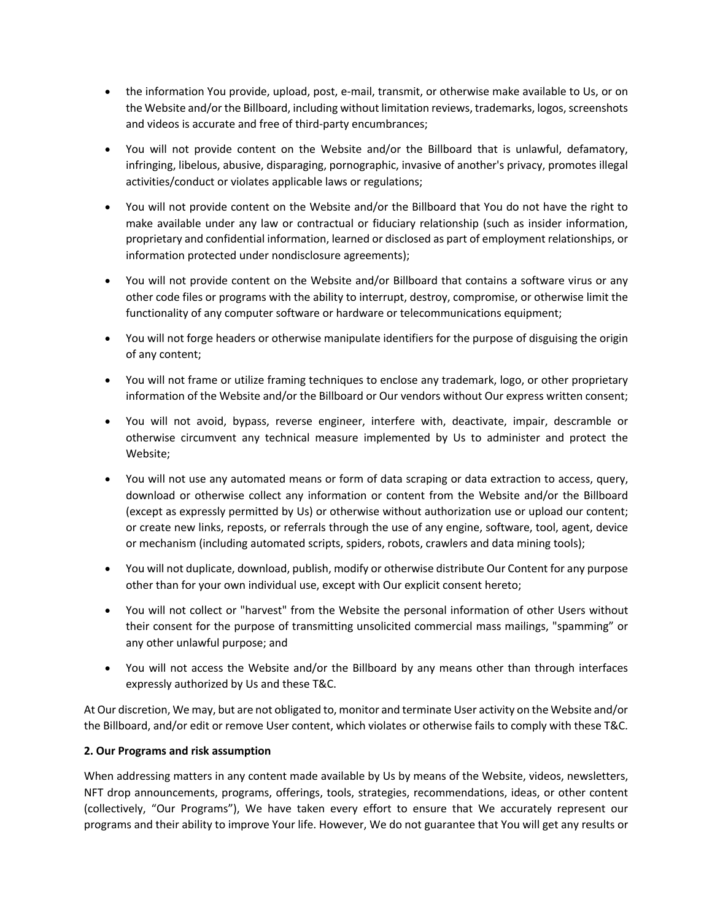- the information You provide, upload, post, e-mail, transmit, or otherwise make available to Us, or on the Website and/or the Billboard, including without limitation reviews, trademarks, logos, screenshots and videos is accurate and free of third-party encumbrances;
- You will not provide content on the Website and/or the Billboard that is unlawful, defamatory, infringing, libelous, abusive, disparaging, pornographic, invasive of another's privacy, promotes illegal activities/conduct or violates applicable laws or regulations;
- You will not provide content on the Website and/or the Billboard that You do not have the right to make available under any law or contractual or fiduciary relationship (such as insider information, proprietary and confidential information, learned or disclosed as part of employment relationships, or information protected under nondisclosure agreements);
- You will not provide content on the Website and/or Billboard that contains a software virus or any other code files or programs with the ability to interrupt, destroy, compromise, or otherwise limit the functionality of any computer software or hardware or telecommunications equipment;
- You will not forge headers or otherwise manipulate identifiers for the purpose of disguising the origin of any content;
- You will not frame or utilize framing techniques to enclose any trademark, logo, or other proprietary information of the Website and/or the Billboard or Our vendors without Our express written consent;
- You will not avoid, bypass, reverse engineer, interfere with, deactivate, impair, descramble or otherwise circumvent any technical measure implemented by Us to administer and protect the Website;
- You will not use any automated means or form of data scraping or data extraction to access, query, download or otherwise collect any information or content from the Website and/or the Billboard (except as expressly permitted by Us) or otherwise without authorization use or upload our content; or create new links, reposts, or referrals through the use of any engine, software, tool, agent, device or mechanism (including automated scripts, spiders, robots, crawlers and data mining tools);
- You will not duplicate, download, publish, modify or otherwise distribute Our Content for any purpose other than for your own individual use, except with Our explicit consent hereto;
- You will not collect or "harvest" from the Website the personal information of other Users without their consent for the purpose of transmitting unsolicited commercial mass mailings, "spamming" or any other unlawful purpose; and
- You will not access the Website and/or the Billboard by any means other than through interfaces expressly authorized by Us and these T&C.

At Our discretion, We may, but are not obligated to, monitor and terminate User activity on the Website and/or the Billboard, and/or edit or remove User content, which violates or otherwise fails to comply with these T&C.

**2. Our Programs and risk assumption**

When addressing matters in any content made available by Us by means of the Website, videos, newsletters, NFT drop announcements, programs, offerings, tools, strategies, recommendations, ideas, or other content (collectively, "Our Programs"), We have taken every effort to ensure that We accurately represent our programs and their ability to improve Your life. However, We do not guarantee that You will get any results or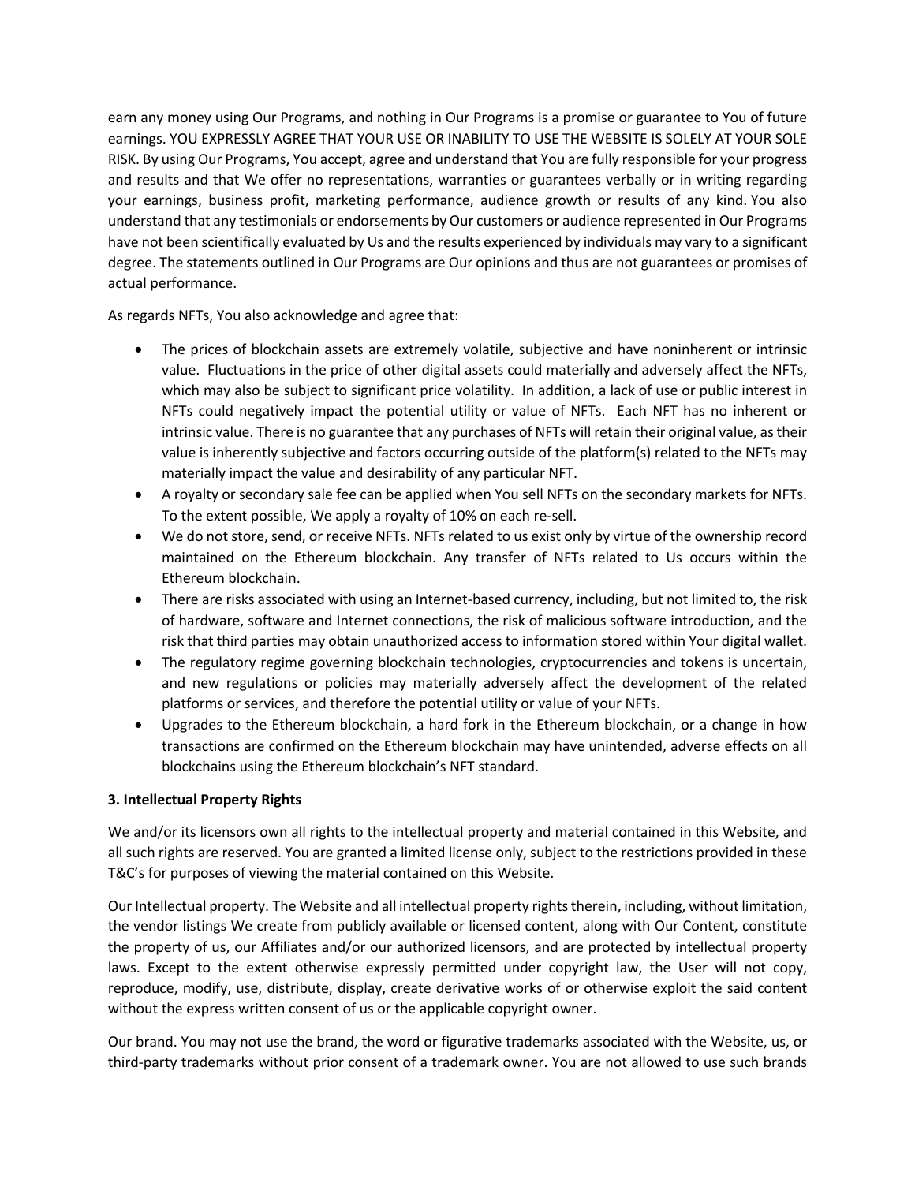earn any money using Our Programs, and nothing in Our Programs is a promise or guarantee to You of future earnings. YOU EXPRESSLY AGREE THAT YOUR USE OR INABILITY TO USE THE WEBSITE IS SOLELY AT YOUR SOLE RISK. By using Our Programs, You accept, agree and understand that You are fully responsible for your progress and results and that We offer no representations, warranties or guarantees verbally or in writing regarding your earnings, business profit, marketing performance, audience growth or results of any kind. You also understand that any testimonials or endorsements by Our customers or audience represented in Our Programs have not been scientifically evaluated by Us and the results experienced by individuals may vary to a significant degree. The statements outlined in Our Programs are Our opinions and thus are not guarantees or promises of actual performance.

As regards NFTs, You also acknowledge and agree that:

- The prices of blockchain assets are extremely volatile, subjective and have noninherent or intrinsic value. Fluctuations in the price of other digital assets could materially and adversely affect the NFTs, which may also be subject to significant price volatility. In addition, a lack of use or public interest in NFTs could negatively impact the potential utility or value of NFTs. Each NFT has no inherent or intrinsic value. There is no guarantee that any purchases of NFTs will retain their original value, as their value is inherently subjective and factors occurring outside of the platform(s) related to the NFTs may materially impact the value and desirability of any particular NFT.
- A royalty or secondary sale fee can be applied when You sell NFTs on the secondary markets for NFTs. To the extent possible, We apply a royalty of 10% on each re-sell.
- We do not store, send, or receive NFTs. NFTs related to us exist only by virtue of the ownership record maintained on the Ethereum blockchain. Any transfer of NFTs related to Us occurs within the Ethereum blockchain.
- There are risks associated with using an Internet-based currency, including, but not limited to, the risk of hardware, software and Internet connections, the risk of malicious software introduction, and the risk that third parties may obtain unauthorized access to information stored within Your digital wallet.
- The regulatory regime governing blockchain technologies, cryptocurrencies and tokens is uncertain, and new regulations or policies may materially adversely affect the development of the related platforms or services, and therefore the potential utility or value of your NFTs.
- Upgrades to the Ethereum blockchain, a hard fork in the Ethereum blockchain, or a change in how transactions are confirmed on the Ethereum blockchain may have unintended, adverse effects on all blockchains using the Ethereum blockchain's NFT standard.

**3. Intellectual Property Rights**

We and/or its licensors own all rights to the intellectual property and material contained in this Website, and all such rights are reserved. You are granted a limited license only, subject to the restrictions provided in these T&C's for purposes of viewing the material contained on this Website.

Our Intellectual property. The Website and all intellectual property rights therein, including, without limitation, the vendor listings We create from publicly available or licensed content, along with Our Content, constitute the property of us, our Affiliates and/or our authorized licensors, and are protected by intellectual property laws. Except to the extent otherwise expressly permitted under copyright law, the User will not copy, reproduce, modify, use, distribute, display, create derivative works of or otherwise exploit the said content without the express written consent of us or the applicable copyright owner.

Our brand. You may not use the brand, the word or figurative trademarks associated with the Website, us, or third-party trademarks without prior consent of a trademark owner. You are not allowed to use such brands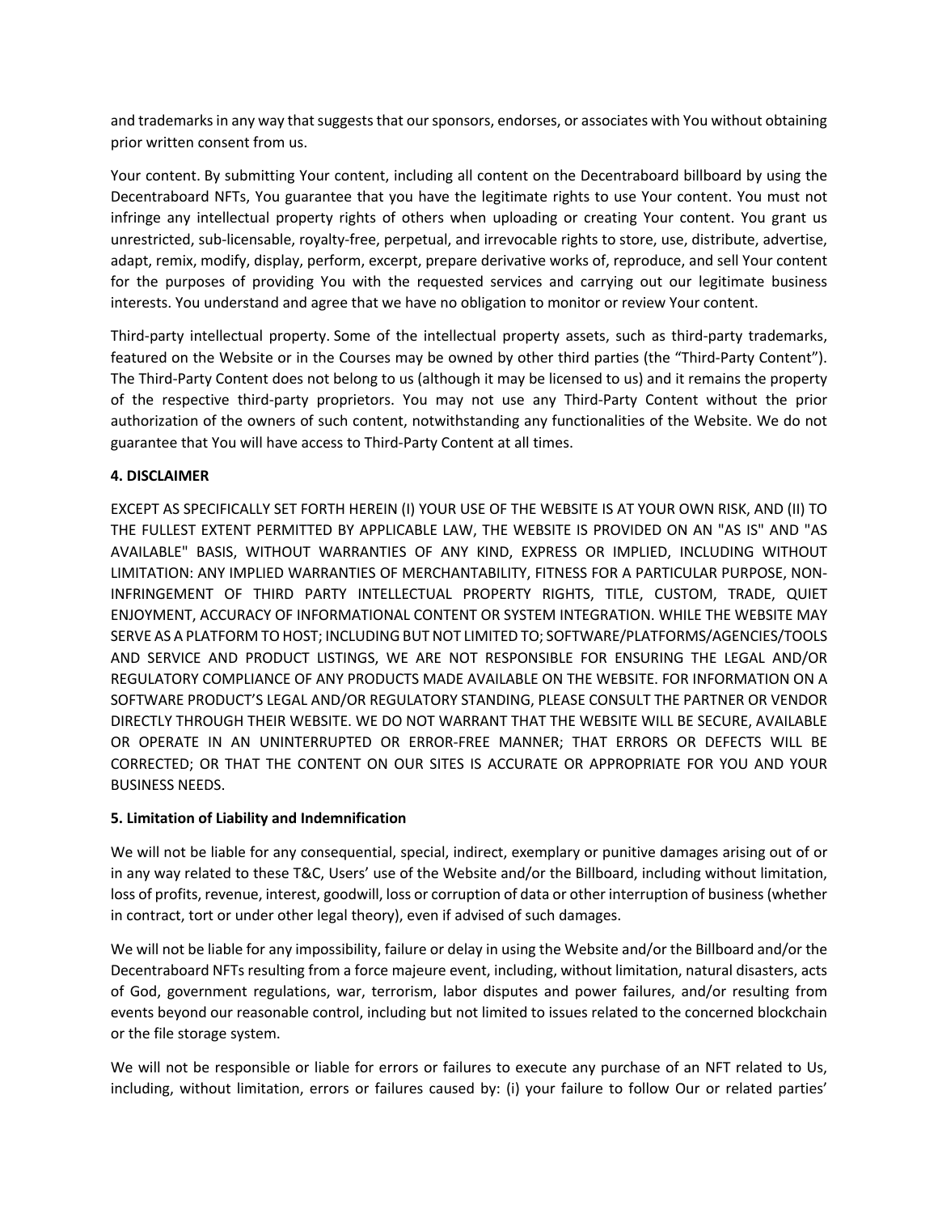and trademarks in any way that suggests that our sponsors, endorses, or associates with You without obtaining prior written consent from us.

Your content. By submitting Your content, including all content on the Decentraboard billboard by using the Decentraboard NFTs, You guarantee that you have the legitimate rights to use Your content. You must not infringe any intellectual property rights of others when uploading or creating Your content. You grant us unrestricted, sub-licensable, royalty-free, perpetual, and irrevocable rights to store, use, distribute, advertise, adapt, remix, modify, display, perform, excerpt, prepare derivative works of, reproduce, and sell Your content for the purposes of providing You with the requested services and carrying out our legitimate business interests. You understand and agree that we have no obligation to monitor or review Your content.

Third-party intellectual property. Some of the intellectual property assets, such as third-party trademarks, featured on the Website or in the Courses may be owned by other third parties (the "Third-Party Content"). The Third-Party Content does not belong to us (although it may be licensed to us) and it remains the property of the respective third-party proprietors. You may not use any Third-Party Content without the prior authorization of the owners of such content, notwithstanding any functionalities of the Website. We do not guarantee that You will have access to Third-Party Content at all times.

**4. DISCLAIMER**

EXCEPT AS SPECIFICALLY SET FORTH HEREIN (I) YOUR USE OF THE WEBSITE IS AT YOUR OWN RISK, AND (II) TO THE FULLEST EXTENT PERMITTED BY APPLICABLE LAW, THE WEBSITE IS PROVIDED ON AN "AS IS" AND "AS AVAILABLE" BASIS, WITHOUT WARRANTIES OF ANY KIND, EXPRESS OR IMPLIED, INCLUDING WITHOUT LIMITATION: ANY IMPLIED WARRANTIES OF MERCHANTABILITY, FITNESS FOR A PARTICULAR PURPOSE, NON-INFRINGEMENT OF THIRD PARTY INTELLECTUAL PROPERTY RIGHTS, TITLE, CUSTOM, TRADE, QUIET ENJOYMENT, ACCURACY OF INFORMATIONAL CONTENT OR SYSTEM INTEGRATION. WHILE THE WEBSITE MAY SERVE AS A PLATFORM TO HOST; INCLUDING BUT NOT LIMITED TO; SOFTWARE/PLATFORMS/AGENCIES/TOOLS AND SERVICE AND PRODUCT LISTINGS, WE ARE NOT RESPONSIBLE FOR ENSURING THE LEGAL AND/OR REGULATORY COMPLIANCE OF ANY PRODUCTS MADE AVAILABLE ON THE WEBSITE. FOR INFORMATION ON A SOFTWARE PRODUCT'S LEGAL AND/OR REGULATORY STANDING, PLEASE CONSULT THE PARTNER OR VENDOR DIRECTLY THROUGH THEIR WEBSITE. WE DO NOT WARRANT THAT THE WEBSITE WILL BE SECURE, AVAILABLE OR OPERATE IN AN UNINTERRUPTED OR ERROR-FREE MANNER; THAT ERRORS OR DEFECTS WILL BE CORRECTED; OR THAT THE CONTENT ON OUR SITES IS ACCURATE OR APPROPRIATE FOR YOU AND YOUR BUSINESS NEEDS.

**5. Limitation of Liability and Indemnification**

We will not be liable for any consequential, special, indirect, exemplary or punitive damages arising out of or in any way related to these T&C, Users' use of the Website and/or the Billboard, including without limitation, loss of profits, revenue, interest, goodwill, loss or corruption of data or other interruption of business (whether in contract, tort or under other legal theory), even if advised of such damages.

We will not be liable for any impossibility, failure or delay in using the Website and/or the Billboard and/or the Decentraboard NFTs resulting from a force majeure event, including, without limitation, natural disasters, acts of God, government regulations, war, terrorism, labor disputes and power failures, and/or resulting from events beyond our reasonable control, including but not limited to issues related to the concerned blockchain or the file storage system.

We will not be responsible or liable for errors or failures to execute any purchase of an NFT related to Us, including, without limitation, errors or failures caused by: (i) your failure to follow Our or related parties'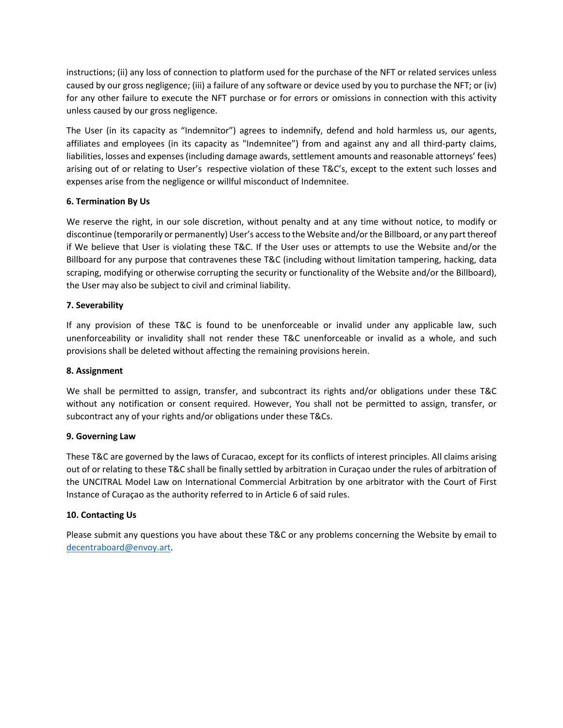instructions; (ii) any loss of connection to platform used for the purchase of the NFT or related services unless caused by our gross negligence; (iii) a failure of any software or device used by you to purchase the NFT; or (iv) for any other failure to execute the NFT purchase or for errors or omissions in connection with this activity unless caused by our gross negligence.

The User (in its capacity as "Indemnitor") agrees to indemnify, defend and hold harmless us, our agents, affiliates and employees (in its capacity as "Indemnitee") from and against any and all third-party claims, liabilities, losses and expenses (including damage awards, settlement amounts and reasonable attorneys' fees) arising out of or relating to User's respective violation of these T&C's, except to the extent such losses and expenses arise from the negligence or willful misconduct of Indemnitee.

**6. Termination By Us**

We reserve the right, in our sole discretion, without penalty and at any time without notice, to modify or discontinue (temporarily or permanently) User's access to the Website and/or the Billboard, or any part thereof if We believe that User is violating these T&C. If the User uses or attempts to use the Website and/or the Billboard for any purpose that contravenes these T&C (including without limitation tampering, hacking, data scraping, modifying or otherwise corrupting the security or functionality of the Website and/or the Billboard), the User may also be subject to civil and criminal liability.

**7. Severability**

If any provision of these T&C is found to be unenforceable or invalid under any applicable law, such unenforceability or invalidity shall not render these T&C unenforceable or invalid as a whole, and such provisions shall be deleted without affecting the remaining provisions herein.

**8. Assignment**

We shall be permitted to assign, transfer, and subcontract its rights and/or obligations under these T&C without any notification or consent required. However, You shall not be permitted to assign, transfer, or subcontract any of your rights and/or obligations under these T&Cs.

**9. Governing Law**

These T&C are governed by the laws of Curacao, except for its conflicts of interest principles. All claims arising out of or relating to these T&C shall be finally settled by arbitration in Curaçao under the rules of arbitration of the UNCITRAL Model Law on International Commercial Arbitration by one arbitrator with the Court of First Instance of Curaçao as the authority referred to in Article 6 of said rules.

**10. Contacting Us**

Please submit any questions you have about these T&C or any problems concerning the Website by email to decentraboard@envoy.art.